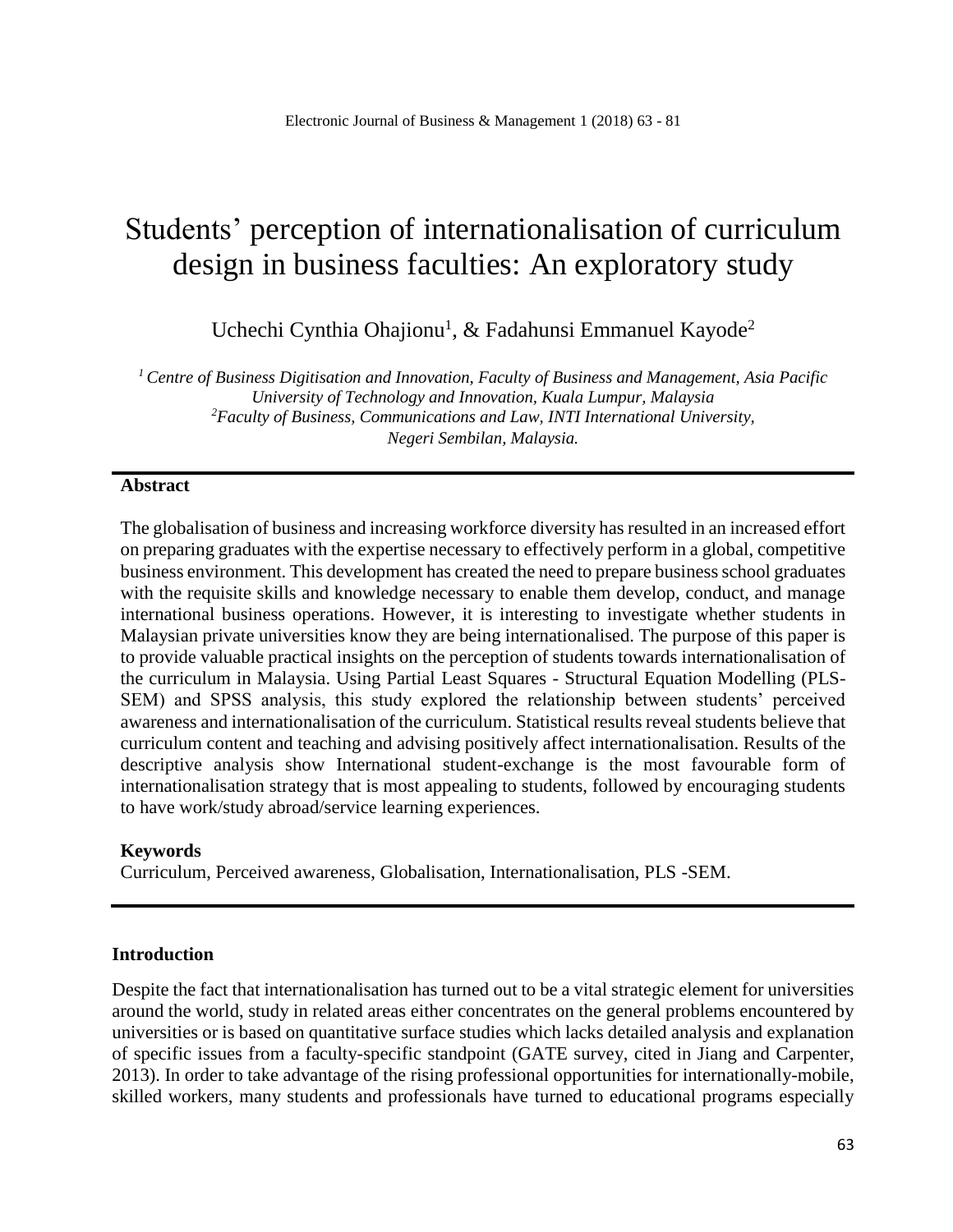# Students' perception of internationalisation of curriculum design in business faculties: An exploratory study

Uchechi Cynthia Ohajionu[1], & Fadahunsi Emmanuel Kayode[2]

*[1] Centre of Business Digitisation and Innovation, Faculty of Business and Management, Asia Pacific University of Technology and Innovation, Kuala Lumpur, Malaysia*
*[2] Faculty of Business, Communications and Law, INTI International University, Negeri Sembilan, Malaysia.*

## Abstract

The globalisation of business and increasing workforce diversity has resulted in an increased effort on preparing graduates with the expertise necessary to effectively perform in a global, competitive business environment. This development has created the need to prepare business school graduates with the requisite skills and knowledge necessary to enable them develop, conduct, and manage international business operations. However, it is interesting to investigate whether students in Malaysian private universities know they are being internationalised. The purpose of this paper is to provide valuable practical insights on the perception of students towards internationalisation of the curriculum in Malaysia. Using Partial Least Squares - Structural Equation Modelling (PLS-SEM) and SPSS analysis, this study explored the relationship between students' perceived awareness and internationalisation of the curriculum. Statistical results reveal students believe that curriculum content and teaching and advising positively affect internationalisation. Results of the descriptive analysis show International student-exchange is the most favourable form of internationalisation strategy that is most appealing to students, followed by encouraging students to have work/study abroad/service learning experiences.

### Keywords

Curriculum, Perceived awareness, Globalisation, Internationalisation, PLS -SEM.

## Introduction

Despite the fact that internationalisation has turned out to be a vital strategic element for universities around the world, study in related areas either concentrates on the general problems encountered by universities or is based on quantitative surface studies which lacks detailed analysis and explanation of specific issues from a faculty-specific standpoint (GATE survey, cited in Jiang and Carpenter, 2013). In order to take advantage of the rising professional opportunities for internationally-mobile, skilled workers, many students and professionals have turned to educational programs especially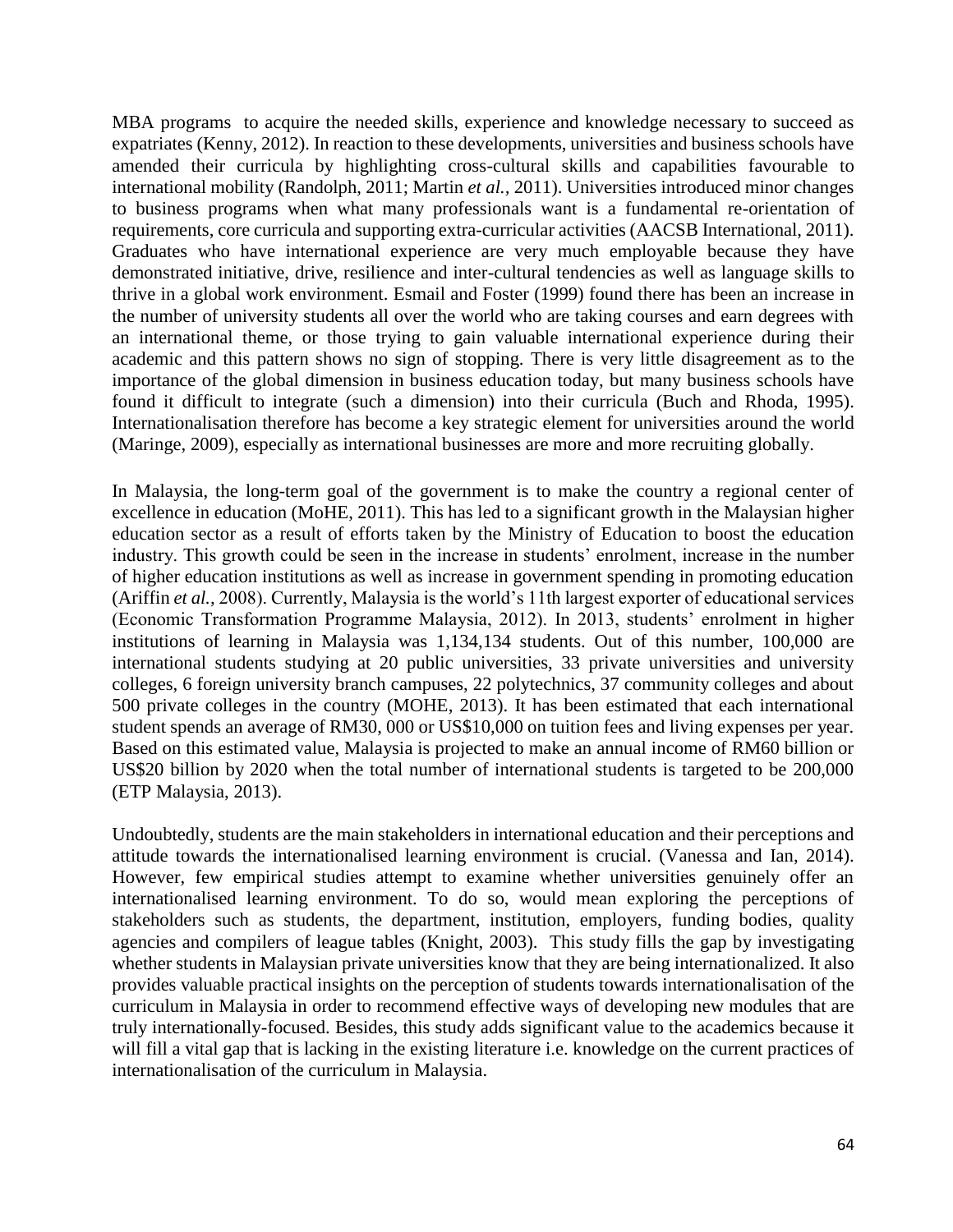MBA programs to acquire the needed skills, experience and knowledge necessary to succeed as expatriates (Kenny, 2012). In reaction to these developments, universities and business schools have amended their curricula by highlighting cross-cultural skills and capabilities favourable to international mobility (Randolph, 2011; Martin *et al.,* 2011). Universities introduced minor changes to business programs when what many professionals want is a fundamental re-orientation of requirements, core curricula and supporting extra-curricular activities (AACSB International, 2011). Graduates who have international experience are very much employable because they have demonstrated initiative, drive, resilience and inter-cultural tendencies as well as language skills to thrive in a global work environment. Esmail and Foster (1999) found there has been an increase in the number of university students all over the world who are taking courses and earn degrees with an international theme, or those trying to gain valuable international experience during their academic and this pattern shows no sign of stopping. There is very little disagreement as to the importance of the global dimension in business education today, but many business schools have found it difficult to integrate (such a dimension) into their curricula (Buch and Rhoda, 1995). Internationalisation therefore has become a key strategic element for universities around the world (Maringe, 2009), especially as international businesses are more and more recruiting globally.

In Malaysia, the long-term goal of the government is to make the country a regional center of excellence in education (MoHE, 2011). This has led to a significant growth in the Malaysian higher education sector as a result of efforts taken by the Ministry of Education to boost the education industry. This growth could be seen in the increase in students' enrolment, increase in the number of higher education institutions as well as increase in government spending in promoting education (Ariffin *et al.,* 2008). Currently, Malaysia is the world's 11th largest exporter of educational services (Economic Transformation Programme Malaysia, 2012). In 2013, students' enrolment in higher institutions of learning in Malaysia was 1,134,134 students. Out of this number, 100,000 are international students studying at 20 public universities, 33 private universities and university colleges, 6 foreign university branch campuses, 22 polytechnics, 37 community colleges and about 500 private colleges in the country (MOHE, 2013). It has been estimated that each international student spends an average of RM30, 000 or US$10,000 on tuition fees and living expenses per year. Based on this estimated value, Malaysia is projected to make an annual income of RM60 billion or US$20 billion by 2020 when the total number of international students is targeted to be 200,000 (ETP Malaysia, 2013).

Undoubtedly, students are the main stakeholders in international education and their perceptions and attitude towards the internationalised learning environment is crucial. (Vanessa and Ian, 2014). However, few empirical studies attempt to examine whether universities genuinely offer an internationalised learning environment. To do so, would mean exploring the perceptions of stakeholders such as students, the department, institution, employers, funding bodies, quality agencies and compilers of league tables (Knight, 2003). This study fills the gap by investigating whether students in Malaysian private universities know that they are being internationalized. It also provides valuable practical insights on the perception of students towards internationalisation of the curriculum in Malaysia in order to recommend effective ways of developing new modules that are truly internationally-focused. Besides, this study adds significant value to the academics because it will fill a vital gap that is lacking in the existing literature i.e. knowledge on the current practices of internationalisation of the curriculum in Malaysia.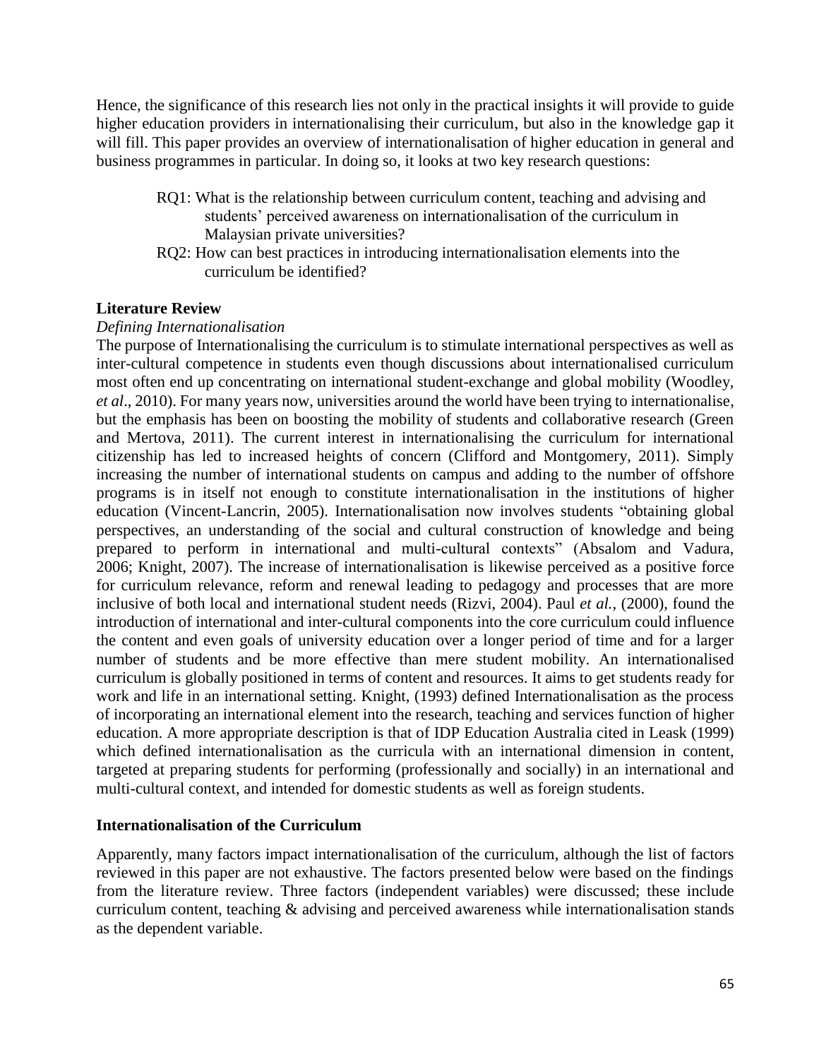Hence, the significance of this research lies not only in the practical insights it will provide to guide higher education providers in internationalising their curriculum, but also in the knowledge gap it will fill. This paper provides an overview of internationalisation of higher education in general and business programmes in particular. In doing so, it looks at two key research questions:

> RQ1: What is the relationship between curriculum content, teaching and advising and students' perceived awareness on internationalisation of the curriculum in Malaysian private universities?
>
> RQ2: How can best practices in introducing internationalisation elements into the curriculum be identified?

## Literature Review

### *Defining Internationalisation*

The purpose of Internationalising the curriculum is to stimulate international perspectives as well as inter-cultural competence in students even though discussions about internationalised curriculum most often end up concentrating on international student-exchange and global mobility (Woodley, *et al*., 2010). For many years now, universities around the world have been trying to internationalise, but the emphasis has been on boosting the mobility of students and collaborative research (Green and Mertova, 2011). The current interest in internationalising the curriculum for international citizenship has led to increased heights of concern (Clifford and Montgomery, 2011). Simply increasing the number of international students on campus and adding to the number of offshore programs is in itself not enough to constitute internationalisation in the institutions of higher education (Vincent-Lancrin, 2005). Internationalisation now involves students "obtaining global perspectives, an understanding of the social and cultural construction of knowledge and being prepared to perform in international and multi-cultural contexts" (Absalom and Vadura, 2006; Knight, 2007). The increase of internationalisation is likewise perceived as a positive force for curriculum relevance, reform and renewal leading to pedagogy and processes that are more inclusive of both local and international student needs (Rizvi, 2004). Paul *et al.,* (2000), found the introduction of international and inter-cultural components into the core curriculum could influence the content and even goals of university education over a longer period of time and for a larger number of students and be more effective than mere student mobility. An internationalised curriculum is globally positioned in terms of content and resources. It aims to get students ready for work and life in an international setting. Knight, (1993) defined Internationalisation as the process of incorporating an international element into the research, teaching and services function of higher education. A more appropriate description is that of IDP Education Australia cited in Leask (1999) which defined internationalisation as the curricula with an international dimension in content, targeted at preparing students for performing (professionally and socially) in an international and multi-cultural context, and intended for domestic students as well as foreign students.

## Internationalisation of the Curriculum

Apparently, many factors impact internationalisation of the curriculum, although the list of factors reviewed in this paper are not exhaustive. The factors presented below were based on the findings from the literature review. Three factors (independent variables) were discussed; these include curriculum content, teaching & advising and perceived awareness while internationalisation stands as the dependent variable.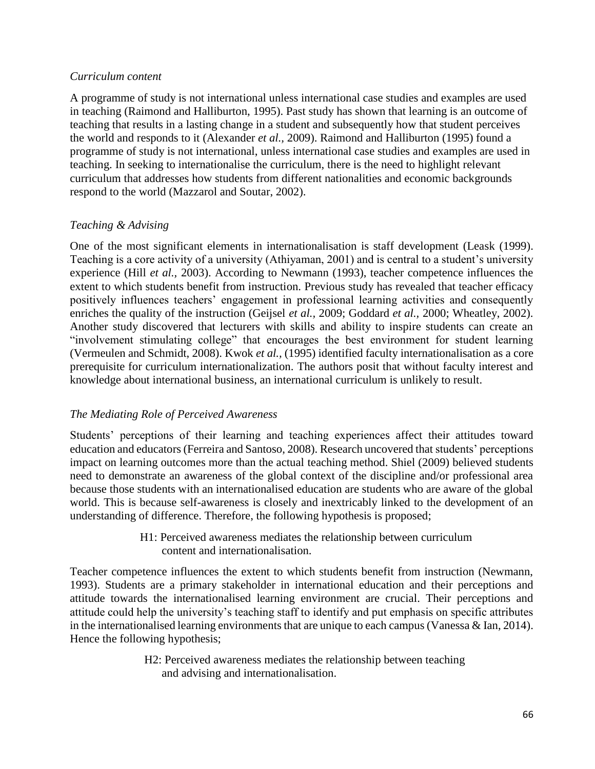*Curriculum content*

A programme of study is not international unless international case studies and examples are used in teaching (Raimond and Halliburton, 1995). Past study has shown that learning is an outcome of teaching that results in a lasting change in a student and subsequently how that student perceives the world and responds to it (Alexander *et al.,* 2009). Raimond and Halliburton (1995) found a programme of study is not international, unless international case studies and examples are used in teaching. In seeking to internationalise the curriculum, there is the need to highlight relevant curriculum that addresses how students from different nationalities and economic backgrounds respond to the world (Mazzarol and Soutar, 2002).

*Teaching & Advising*

One of the most significant elements in internationalisation is staff development (Leask (1999). Teaching is a core activity of a university (Athiyaman, 2001) and is central to a student's university experience (Hill *et al.,* 2003). According to Newmann (1993), teacher competence influences the extent to which students benefit from instruction. Previous study has revealed that teacher efficacy positively influences teachers' engagement in professional learning activities and consequently enriches the quality of the instruction (Geijsel *et al.,* 2009; Goddard *et al.,* 2000; Wheatley, 2002). Another study discovered that lecturers with skills and ability to inspire students can create an "involvement stimulating college" that encourages the best environment for student learning (Vermeulen and Schmidt, 2008). Kwok *et al.,* (1995) identified faculty internationalisation as a core prerequisite for curriculum internationalization. The authors posit that without faculty interest and knowledge about international business, an international curriculum is unlikely to result.

*The Mediating Role of Perceived Awareness*

Students' perceptions of their learning and teaching experiences affect their attitudes toward education and educators (Ferreira and Santoso, 2008). Research uncovered that students' perceptions impact on learning outcomes more than the actual teaching method. Shiel (2009) believed students need to demonstrate an awareness of the global context of the discipline and/or professional area because those students with an internationalised education are students who are aware of the global world. This is because self-awareness is closely and inextricably linked to the development of an understanding of difference. Therefore, the following hypothesis is proposed;

> H1: Perceived awareness mediates the relationship between curriculum content and internationalisation.

Teacher competence influences the extent to which students benefit from instruction (Newmann, 1993). Students are a primary stakeholder in international education and their perceptions and attitude towards the internationalised learning environment are crucial. Their perceptions and attitude could help the university's teaching staff to identify and put emphasis on specific attributes in the internationalised learning environments that are unique to each campus (Vanessa & Ian, 2014). Hence the following hypothesis;

> H2: Perceived awareness mediates the relationship between teaching and advising and internationalisation.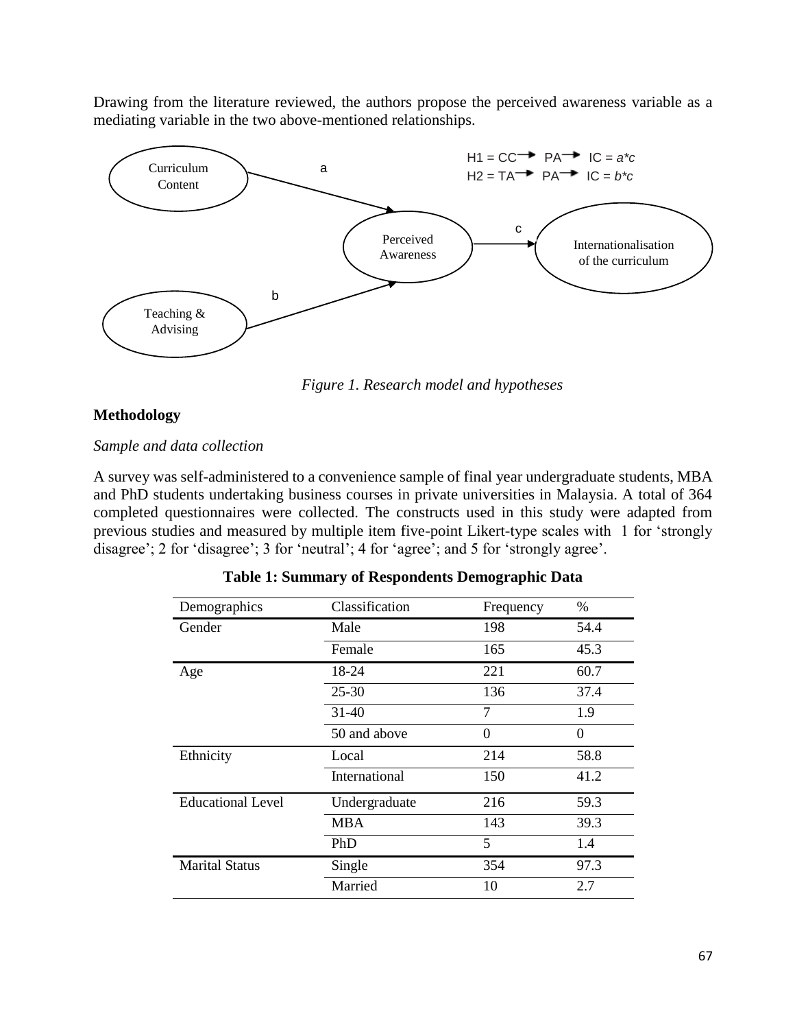Drawing from the literature reviewed, the authors propose the perceived awareness variable as a mediating variable in the two above-mentioned relationships.

H1 = CC → PA → IC = $a*c$
H2 = TA → PA → IC = $b*c$

Curriculum Content
a
Perceived Awareness
c
Internationalisation of the curriculum
b
Teaching & Advising

*Figure 1. Research model and hypotheses*

## Methodology

*Sample and data collection*

A survey was self-administered to a convenience sample of final year undergraduate students, MBA and PhD students undertaking business courses in private universities in Malaysia. A total of 364 completed questionnaires were collected. The constructs used in this study were adapted from previous studies and measured by multiple item five-point Likert-type scales with 1 for 'strongly disagree'; 2 for 'disagree'; 3 for 'neutral'; 4 for 'agree'; and 5 for 'strongly agree'.

**Table 1: Summary of Respondents Demographic Data**

| Demographics | Classification | Frequency | % |
|---|---|---|---|
| Gender | Male | 198 | 54.4 |
| | Female | 165 | 45.3 |
| Age | 18-24 | 221 | 60.7 |
| | 25-30 | 136 | 37.4 |
| | 31-40 | 7 | 1.9 |
| | 50 and above | 0 | 0 |
| Ethnicity | Local | 214 | 58.8 |
| | International | 150 | 41.2 |
| Educational Level | Undergraduate | 216 | 59.3 |
| | MBA | 143 | 39.3 |
| | PhD | 5 | 1.4 |
| Marital Status | Single | 354 | 97.3 |
| | Married | 10 | 2.7 |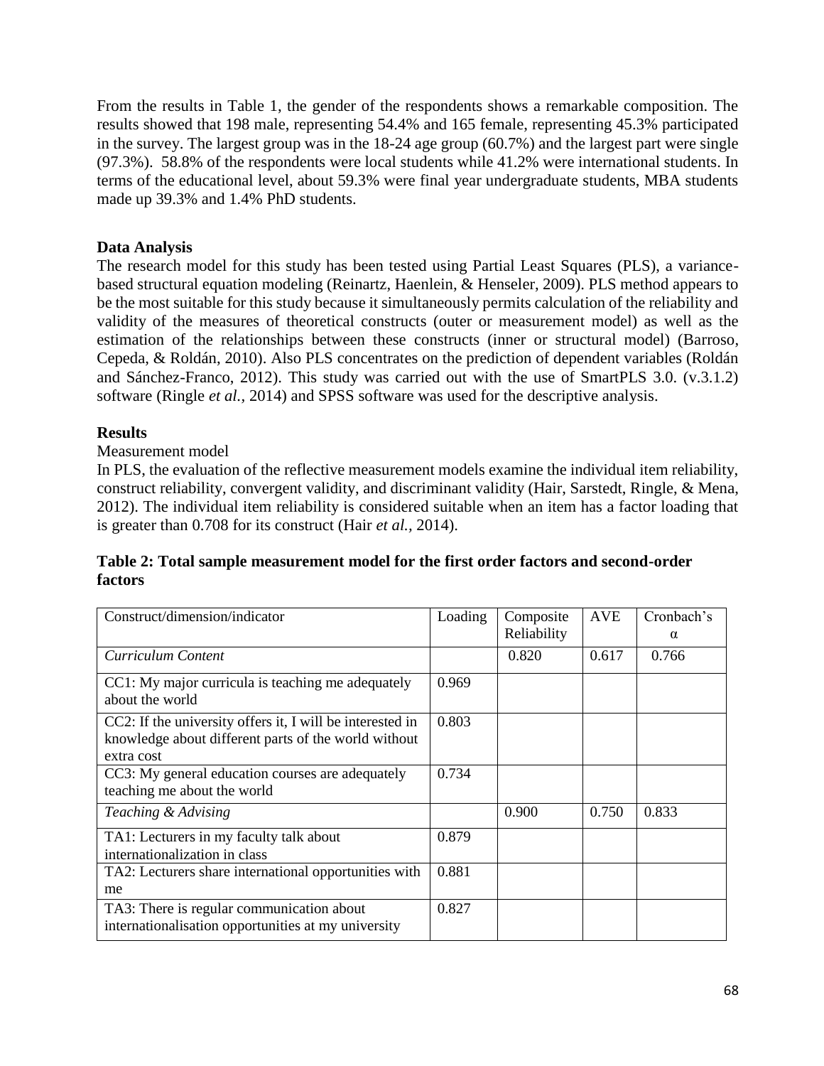From the results in Table 1, the gender of the respondents shows a remarkable composition. The results showed that 198 male, representing 54.4% and 165 female, representing 45.3% participated in the survey. The largest group was in the 18-24 age group (60.7%) and the largest part were single (97.3%). 58.8% of the respondents were local students while 41.2% were international students. In terms of the educational level, about 59.3% were final year undergraduate students, MBA students made up 39.3% and 1.4% PhD students.

**Data Analysis**

The research model for this study has been tested using Partial Least Squares (PLS), a variance-based structural equation modeling (Reinartz, Haenlein, & Henseler, 2009). PLS method appears to be the most suitable for this study because it simultaneously permits calculation of the reliability and validity of the measures of theoretical constructs (outer or measurement model) as well as the estimation of the relationships between these constructs (inner or structural model) (Barroso, Cepeda, & Roldán, 2010). Also PLS concentrates on the prediction of dependent variables (Roldán and Sánchez-Franco, 2012). This study was carried out with the use of SmartPLS 3.0. (v.3.1.2) software (Ringle *et al.,* 2014) and SPSS software was used for the descriptive analysis.

**Results**

Measurement model

In PLS, the evaluation of the reflective measurement models examine the individual item reliability, construct reliability, convergent validity, and discriminant validity (Hair, Sarstedt, Ringle, & Mena, 2012). The individual item reliability is considered suitable when an item has a factor loading that is greater than 0.708 for its construct (Hair *et al.,* 2014).

**Table 2: Total sample measurement model for the first order factors and second-order factors**

| Construct/dimension/indicator | Loading | Composite Reliability | AVE | Cronbach's α |
|---|---|---|---|---|
| *Curriculum Content* | | 0.820 | 0.617 | 0.766 |
| CC1: My major curricula is teaching me adequately about the world | 0.969 | | | |
| CC2: If the university offers it, I will be interested in knowledge about different parts of the world without extra cost | 0.803 | | | |
| CC3: My general education courses are adequately teaching me about the world | 0.734 | | | |
| *Teaching & Advising* | | 0.900 | 0.750 | 0.833 |
| TA1: Lecturers in my faculty talk about internationalization in class | 0.879 | | | |
| TA2: Lecturers share international opportunities with me | 0.881 | | | |
| TA3: There is regular communication about internationalisation opportunities at my university | 0.827 | | | |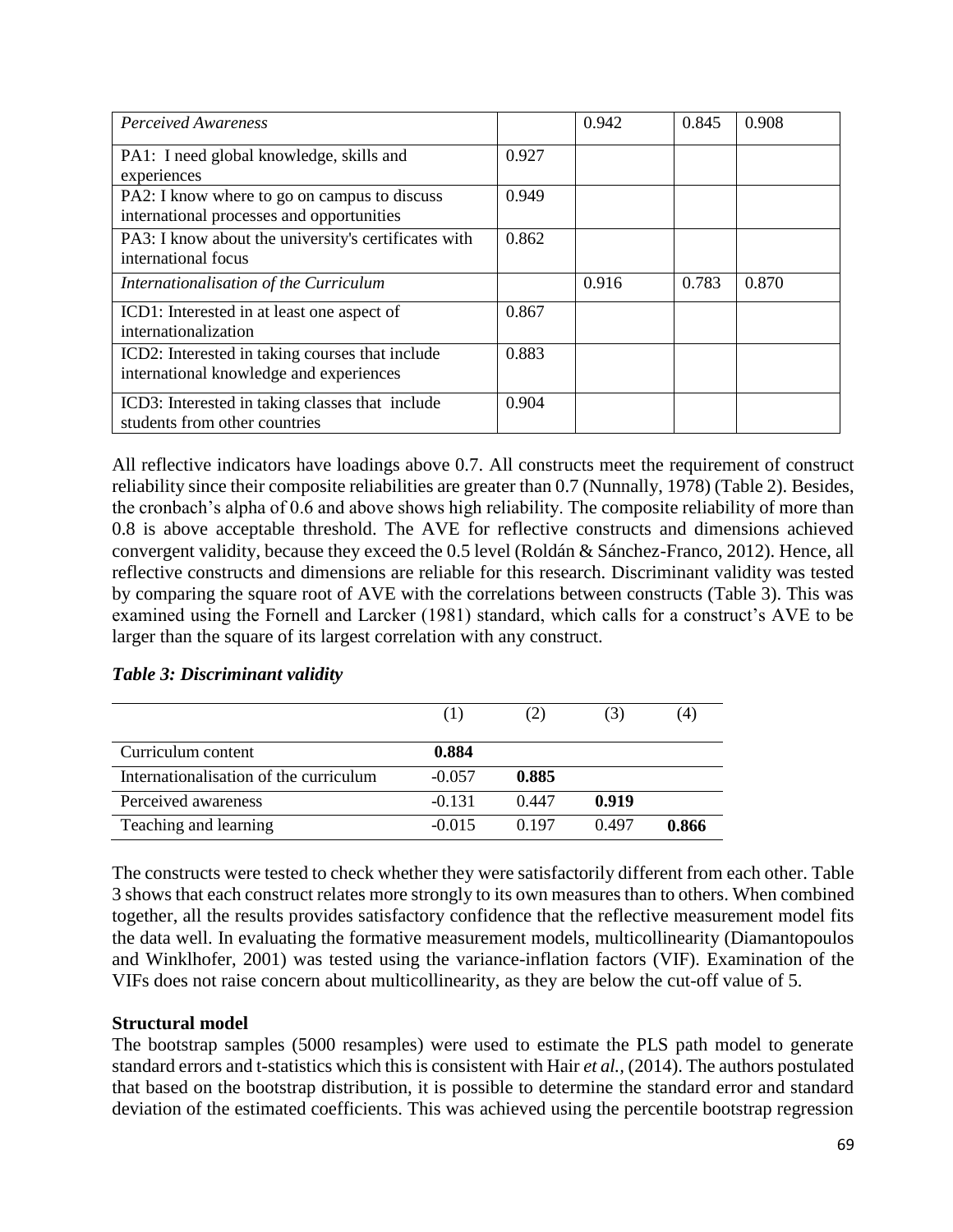| | | | | |
|---|---|---|---|---|
| *Perceived Awareness* | | 0.942 | 0.845 | 0.908 |
| PA1: I need global knowledge, skills and experiences | 0.927 | | | |
| PA2: I know where to go on campus to discuss international processes and opportunities | 0.949 | | | |
| PA3: I know about the university's certificates with international focus | 0.862 | | | |
| *Internationalisation of the Curriculum* | | 0.916 | 0.783 | 0.870 |
| ICD1: Interested in at least one aspect of internationalization | 0.867 | | | |
| ICD2: Interested in taking courses that include international knowledge and experiences | 0.883 | | | |
| ICD3: Interested in taking classes that include students from other countries | 0.904 | | | |

All reflective indicators have loadings above 0.7. All constructs meet the requirement of construct reliability since their composite reliabilities are greater than 0.7 (Nunnally, 1978) (Table 2). Besides, the cronbach's alpha of 0.6 and above shows high reliability. The composite reliability of more than 0.8 is above acceptable threshold. The AVE for reflective constructs and dimensions achieved convergent validity, because they exceed the 0.5 level (Roldán & Sánchez-Franco, 2012). Hence, all reflective constructs and dimensions are reliable for this research. Discriminant validity was tested by comparing the square root of AVE with the correlations between constructs (Table 3). This was examined using the Fornell and Larcker (1981) standard, which calls for a construct's AVE to be larger than the square of its largest correlation with any construct.

***Table 3: Discriminant validity***

| | (1) | (2) | (3) | (4) |
|---|---|---|---|---|
| Curriculum content | **0.884** | | | |
| Internationalisation of the curriculum | -0.057 | **0.885** | | |
| Perceived awareness | -0.131 | 0.447 | **0.919** | |
| Teaching and learning | -0.015 | 0.197 | 0.497 | **0.866** |

The constructs were tested to check whether they were satisfactorily different from each other. Table 3 shows that each construct relates more strongly to its own measures than to others. When combined together, all the results provides satisfactory confidence that the reflective measurement model fits the data well. In evaluating the formative measurement models, multicollinearity (Diamantopoulos and Winklhofer, 2001) was tested using the variance-inflation factors (VIF). Examination of the VIFs does not raise concern about multicollinearity, as they are below the cut-off value of 5.

**Structural model**

The bootstrap samples (5000 resamples) were used to estimate the PLS path model to generate standard errors and t-statistics which this is consistent with Hair *et al.*, (2014). The authors postulated that based on the bootstrap distribution, it is possible to determine the standard error and standard deviation of the estimated coefficients. This was achieved using the percentile bootstrap regression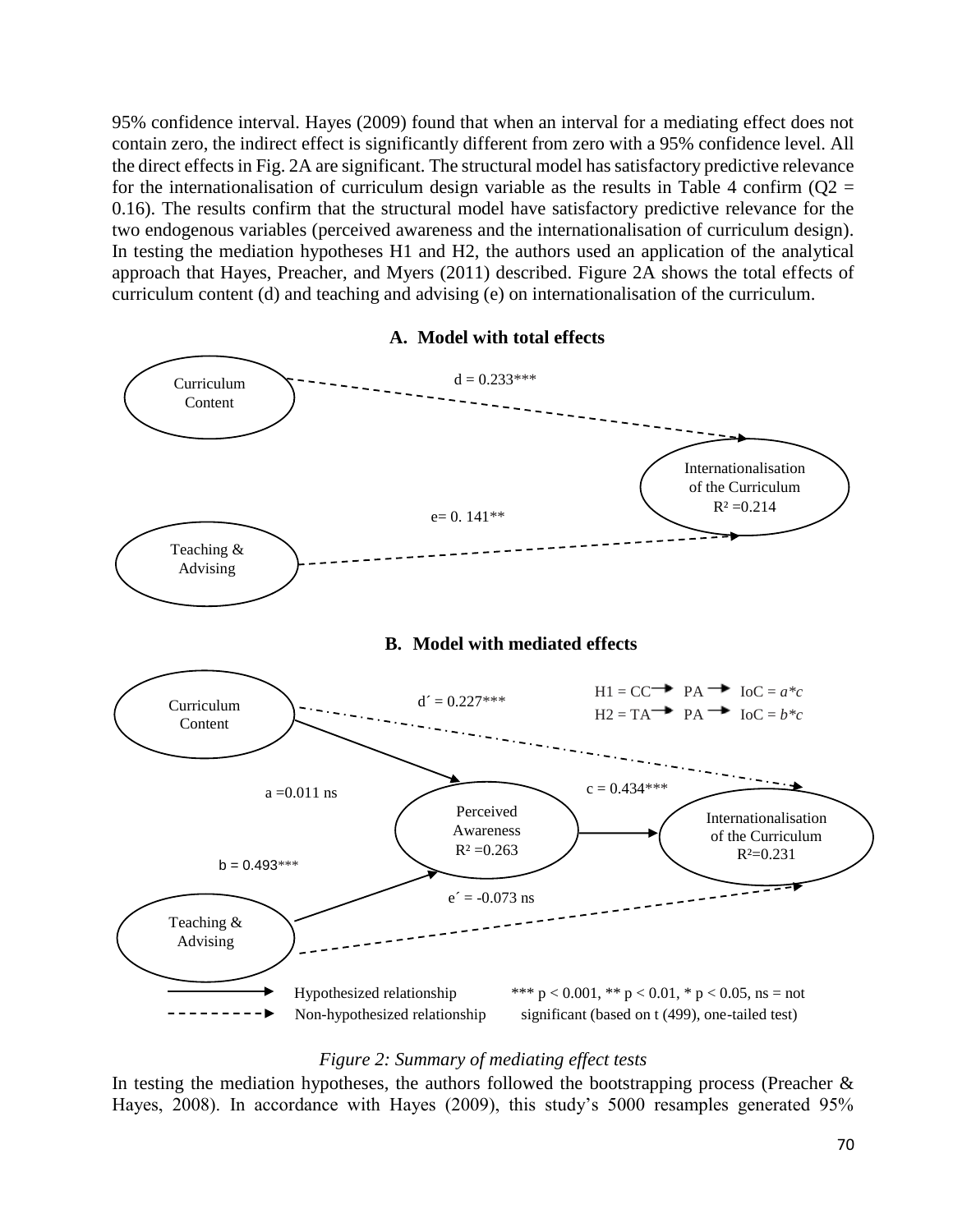95% confidence interval. Hayes (2009) found that when an interval for a mediating effect does not contain zero, the indirect effect is significantly different from zero with a 95% confidence level. All the direct effects in Fig. 2A are significant. The structural model has satisfactory predictive relevance for the internationalisation of curriculum design variable as the results in Table 4 confirm ($Q2 = 0.16$). The results confirm that the structural model have satisfactory predictive relevance for the two endogenous variables (perceived awareness and the internationalisation of curriculum design). In testing the mediation hypotheses H1 and H2, the authors used an application of the analytical approach that Hayes, Preacher, and Myers (2011) described. Figure 2A shows the total effects of curriculum content (d) and teaching and advising (e) on internationalisation of the curriculum.

**A. Model with total effects**

Curriculum Content

d = 0.233***

Internationalisation of the Curriculum

$R^2 = 0.214$

e= 0. 141**

Teaching & Advising

**B. Model with mediated effects**

Curriculum Content

d´ = 0.227***

H1 = CC → PA → IoC = *a*\**c*

H2 = TA → PA → IoC = *b*\**c*

a =0.011 ns

c = 0.434***

Perceived Awareness

$R^2 = 0.263$

Internationalisation of the Curriculum

$R^2 = 0.231$

b = 0.493***

e´ = -0.073 ns

Teaching & Advising

Hypothesized relationship

Non-hypothesized relationship

*** $p < 0.001$, ** $p < 0.01$, * $p < 0.05$, ns = not significant (based on t (499), one-tailed test)

*Figure 2: Summary of mediating effect tests*

In testing the mediation hypotheses, the authors followed the bootstrapping process (Preacher & Hayes, 2008). In accordance with Hayes (2009), this study's 5000 resamples generated 95%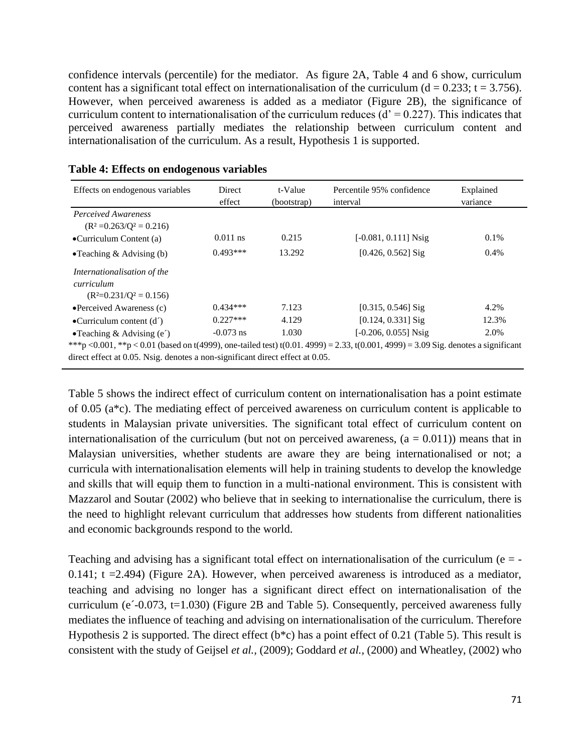confidence intervals (percentile) for the mediator. As figure 2A, Table 4 and 6 show, curriculum content has a significant total effect on internationalisation of the curriculum (d = 0.233; t = 3.756). However, when perceived awareness is added as a mediator (Figure 2B), the significance of curriculum content to internationalisation of the curriculum reduces (d' = 0.227). This indicates that perceived awareness partially mediates the relationship between curriculum content and internationalisation of the curriculum. As a result, Hypothesis 1 is supported.

**Table 4: Effects on endogenous variables**

| Effects on endogenous variables | Direct effect | t-Value (bootstrap) | Percentile 95% confidence interval | Explained variance |
|---|---|---|---|---|
| *Perceived Awareness* ($R^2$ =0.263/$Q^2$ = 0.216) | | | | |
| •Curriculum Content (a) | 0.011 ns | 0.215 | [-0.081, 0.111] Nsig | 0.1% |
| •Teaching & Advising (b) | 0.493*** | 13.292 | [0.426, 0.562] Sig | 0.4% |
| *Internationalisation of the curriculum* ($R^2$=0.231/$Q^2$ = 0.156) | | | | |
| •Perceived Awareness (c) | 0.434*** | 7.123 | [0.315, 0.546] Sig | 4.2% |
| •Curriculum content (d´) | 0.227*** | 4.129 | [0.124, 0.331] Sig | 12.3% |
| •Teaching & Advising (e´) | -0.073 ns | 1.030 | [-0.206, 0.055] Nsig | 2.0% |

***p <0.001, **p < 0.01 (based on t(4999), one-tailed test) t(0.01. 4999) = 2.33, t(0.001, 4999) = 3.09 Sig. denotes a significant direct effect at 0.05. Nsig. denotes a non-significant direct effect at 0.05.

Table 5 shows the indirect effect of curriculum content on internationalisation has a point estimate of 0.05 (a*c). The mediating effect of perceived awareness on curriculum content is applicable to students in Malaysian private universities. The significant total effect of curriculum content on internationalisation of the curriculum (but not on perceived awareness, (a = 0.011)) means that in Malaysian universities, whether students are aware they are being internationalised or not; a curricula with internationalisation elements will help in training students to develop the knowledge and skills that will equip them to function in a multi-national environment. This is consistent with Mazzarol and Soutar (2002) who believe that in seeking to internationalise the curriculum, there is the need to highlight relevant curriculum that addresses how students from different nationalities and economic backgrounds respond to the world.

Teaching and advising has a significant total effect on internationalisation of the curriculum (e = -0.141; t =2.494) (Figure 2A). However, when perceived awareness is introduced as a mediator, teaching and advising no longer has a significant direct effect on internationalisation of the curriculum (e´-0.073, t=1.030) (Figure 2B and Table 5). Consequently, perceived awareness fully mediates the influence of teaching and advising on internationalisation of the curriculum. Therefore Hypothesis 2 is supported. The direct effect (b*c) has a point effect of 0.21 (Table 5). This result is consistent with the study of Geijsel *et al.,* (2009); Goddard *et al.,* (2000) and Wheatley, (2002) who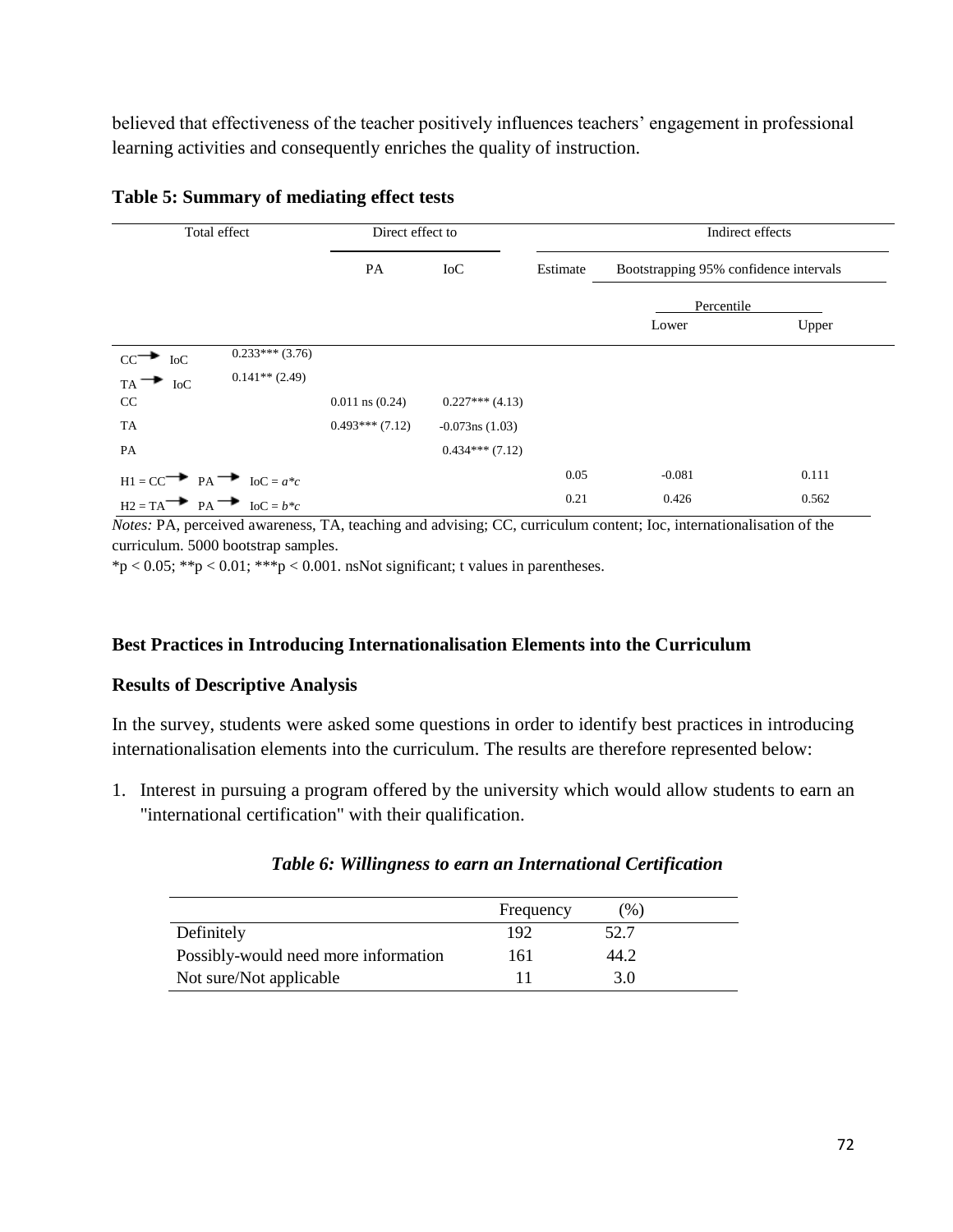believed that effectiveness of the teacher positively influences teachers' engagement in professional learning activities and consequently enriches the quality of instruction.

**Table 5: Summary of mediating effect tests**

| Total effect | | Direct effect to | | Indirect effects | | |
|---|---|---|---|---|---|---|
| | | PA | IoC | Estimate | Bootstrapping 95% confidence intervals | |
| | | | | | Percentile | |
| | | | | | Lower | Upper |
| CC → IoC | 0.233*** (3.76) | | | | | |
| TA → IoC | 0.141** (2.49) | | | | | |
| CC | | 0.011 ns (0.24) | 0.227*** (4.13) | | | |
| TA | | 0.493*** (7.12) | -0.073ns (1.03) | | | |
| PA | | | 0.434*** (7.12) | | | |
| H1 = CC → PA → IoC = $a*c$ | | | | 0.05 | -0.081 | 0.111 |
| H2 = TA → PA → IoC = $b*c$ | | | | 0.21 | 0.426 | 0.562 |

*Notes:* PA, perceived awareness, TA, teaching and advising; CC, curriculum content; Ioc, internationalisation of the curriculum. 5000 bootstrap samples.

*p < 0.05; **p < 0.01; ***p < 0.001. nsNot significant; t values in parentheses.

### Best Practices in Introducing Internationalisation Elements into the Curriculum

### Results of Descriptive Analysis

In the survey, students were asked some questions in order to identify best practices in introducing internationalisation elements into the curriculum. The results are therefore represented below:

1. Interest in pursuing a program offered by the university which would allow students to earn an "international certification" with their qualification.

***Table 6: Willingness to earn an International Certification***

| | Frequency | (%) |
|---|---|---|
| Definitely | 192 | 52.7 |
| Possibly-would need more information | 161 | 44.2 |
| Not sure/Not applicable | 11 | 3.0 |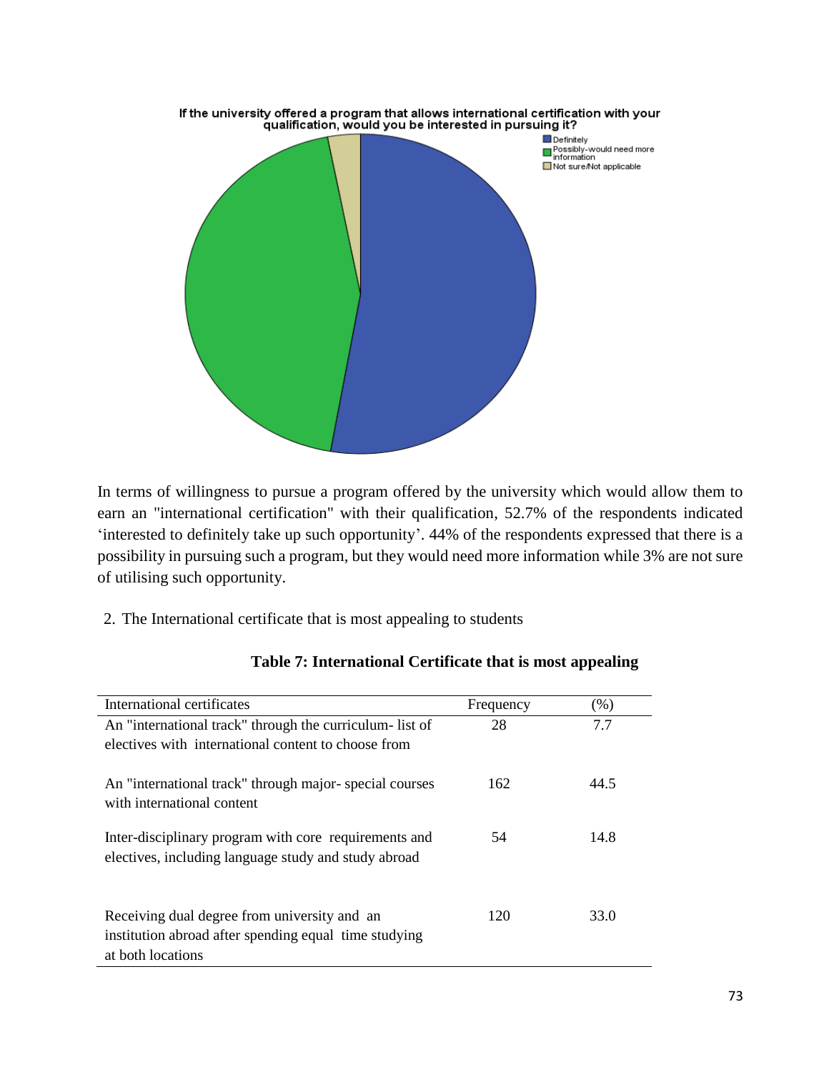If the university offered a program that allows international certification with your qualification, would you be interested in pursuing it?

In terms of willingness to pursue a program offered by the university which would allow them to earn an "international certification" with their qualification, 52.7% of the respondents indicated 'interested to definitely take up such opportunity'. 44% of the respondents expressed that there is a possibility in pursuing such a program, but they would need more information while 3% are not sure of utilising such opportunity.

2. The International certificate that is most appealing to students

**Table 7: International Certificate that is most appealing**

| International certificates | Frequency | (%) |
|---|---|---|
| An "international track" through the curriculum- list of electives with international content to choose from | 28 | 7.7 |
| An "international track" through major- special courses with international content | 162 | 44.5 |
| Inter-disciplinary program with core requirements and electives, including language study and study abroad | 54 | 14.8 |
| Receiving dual degree from university and an institution abroad after spending equal time studying at both locations | 120 | 33.0 |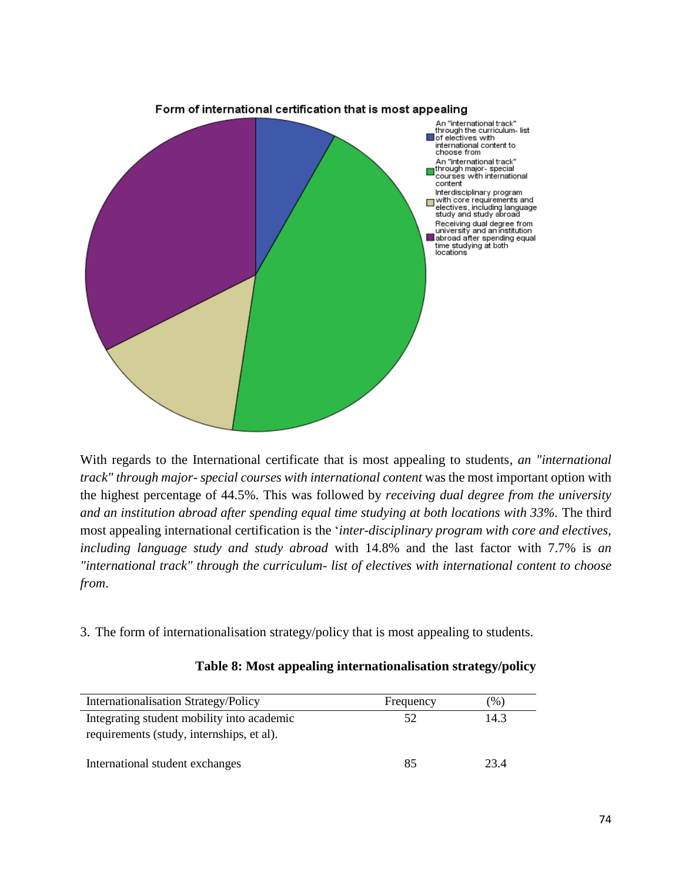Form of international certification that is most appealing

An "international track" through the curriculum- list of electives with international content to choose from

An "international track" through major- special courses with international content

Interdisciplinary program with core requirements and electives, including language study and study abroad

Receiving dual degree from university and an institution abroad after spending equal time studying at both locations

With regards to the International certificate that is most appealing to students, *an "international track" through major- special courses with international content* was the most important option with the highest percentage of 44.5%. This was followed by *receiving dual degree from the university and an institution abroad after spending equal time studying at both locations with 33%.* The third most appealing international certification is the '*inter-disciplinary program with core and electives, including language study and study abroad* with 14.8% and the last factor with 7.7% is *an "international track" through the curriculum- list of electives with international content to choose from*.

3. The form of internationalisation strategy/policy that is most appealing to students.

**Table 8: Most appealing internationalisation strategy/policy**

| Internationalisation Strategy/Policy | Frequency | (%) |
|---|---|---|
| Integrating student mobility into academic requirements (study, internships, et al). | 52 | 14.3 |
| International student exchanges | 85 | 23.4 |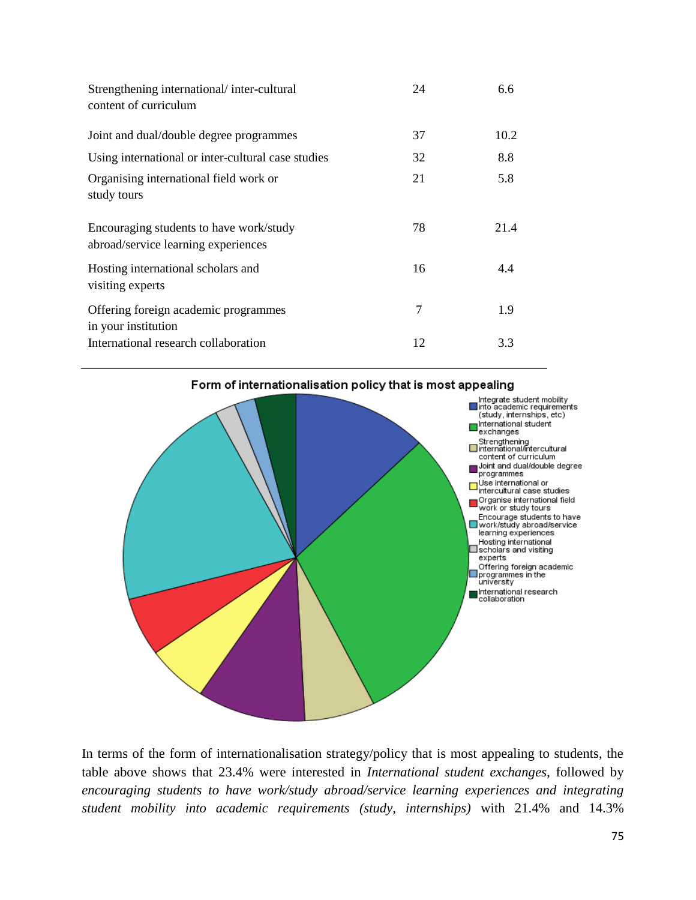| | | |
|---|---|---|
| Strengthening international/ inter-cultural content of curriculum | 24 | 6.6 |
| Joint and dual/double degree programmes | 37 | 10.2 |
| Using international or inter-cultural case studies | 32 | 8.8 |
| Organising international field work or study tours | 21 | 5.8 |
| Encouraging students to have work/study abroad/service learning experiences | 78 | 21.4 |
| Hosting international scholars and visiting experts | 16 | 4.4 |
| Offering foreign academic programmes in your institution | 7 | 1.9 |
| International research collaboration | 12 | 3.3 |

**Form of internationalisation policy that is most appealing**

Integrate student mobility into academic requirements (study, internships, etc)
International student exchanges
Strengthening international/intercultural content of curriculum
Joint and dual/double degree programmes
Use international or intercultural case studies
Organise international field work or study tours
Encourage students to have work/study abroad/service learning experiences
Hosting international scholars and visiting experts
Offering foreign academic programmes in the university
International research collaboration

In terms of the form of internationalisation strategy/policy that is most appealing to students, the table above shows that 23.4% were interested in *International student exchanges*, followed by *encouraging students to have work/study abroad/service learning experiences and integrating student mobility into academic requirements (study, internships)* with 21.4% and 14.3%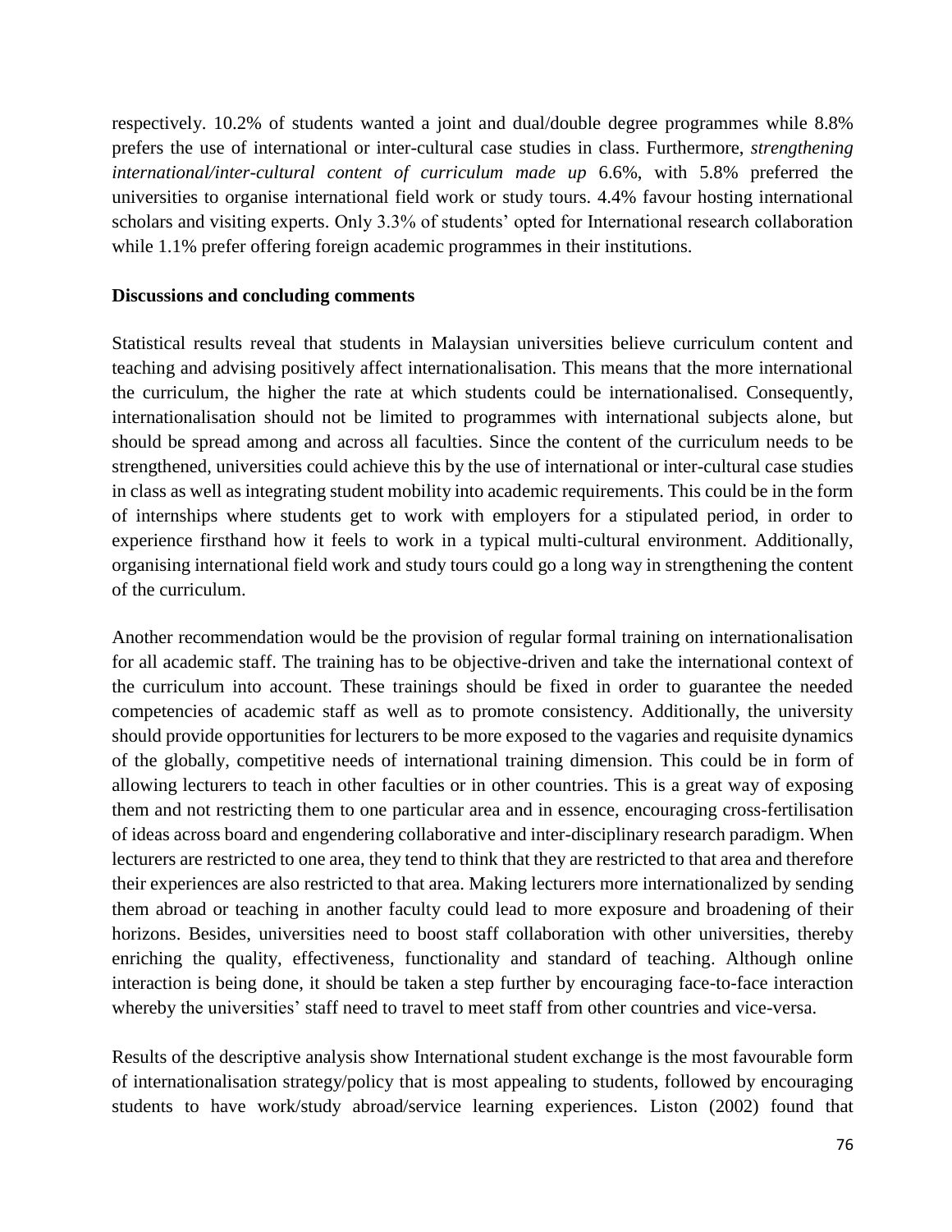respectively. 10.2% of students wanted a joint and dual/double degree programmes while 8.8% prefers the use of international or inter-cultural case studies in class. Furthermore, *strengthening international/inter-cultural content of curriculum made up* 6.6%, with 5.8% preferred the universities to organise international field work or study tours. 4.4% favour hosting international scholars and visiting experts. Only 3.3% of students' opted for International research collaboration while 1.1% prefer offering foreign academic programmes in their institutions.

**Discussions and concluding comments**

Statistical results reveal that students in Malaysian universities believe curriculum content and teaching and advising positively affect internationalisation. This means that the more international the curriculum, the higher the rate at which students could be internationalised. Consequently, internationalisation should not be limited to programmes with international subjects alone, but should be spread among and across all faculties. Since the content of the curriculum needs to be strengthened, universities could achieve this by the use of international or inter-cultural case studies in class as well as integrating student mobility into academic requirements. This could be in the form of internships where students get to work with employers for a stipulated period, in order to experience firsthand how it feels to work in a typical multi-cultural environment. Additionally, organising international field work and study tours could go a long way in strengthening the content of the curriculum.

Another recommendation would be the provision of regular formal training on internationalisation for all academic staff. The training has to be objective-driven and take the international context of the curriculum into account. These trainings should be fixed in order to guarantee the needed competencies of academic staff as well as to promote consistency. Additionally, the university should provide opportunities for lecturers to be more exposed to the vagaries and requisite dynamics of the globally, competitive needs of international training dimension. This could be in form of allowing lecturers to teach in other faculties or in other countries. This is a great way of exposing them and not restricting them to one particular area and in essence, encouraging cross-fertilisation of ideas across board and engendering collaborative and inter-disciplinary research paradigm. When lecturers are restricted to one area, they tend to think that they are restricted to that area and therefore their experiences are also restricted to that area. Making lecturers more internationalized by sending them abroad or teaching in another faculty could lead to more exposure and broadening of their horizons. Besides, universities need to boost staff collaboration with other universities, thereby enriching the quality, effectiveness, functionality and standard of teaching. Although online interaction is being done, it should be taken a step further by encouraging face-to-face interaction whereby the universities' staff need to travel to meet staff from other countries and vice-versa.

Results of the descriptive analysis show International student exchange is the most favourable form of internationalisation strategy/policy that is most appealing to students, followed by encouraging students to have work/study abroad/service learning experiences. Liston (2002) found that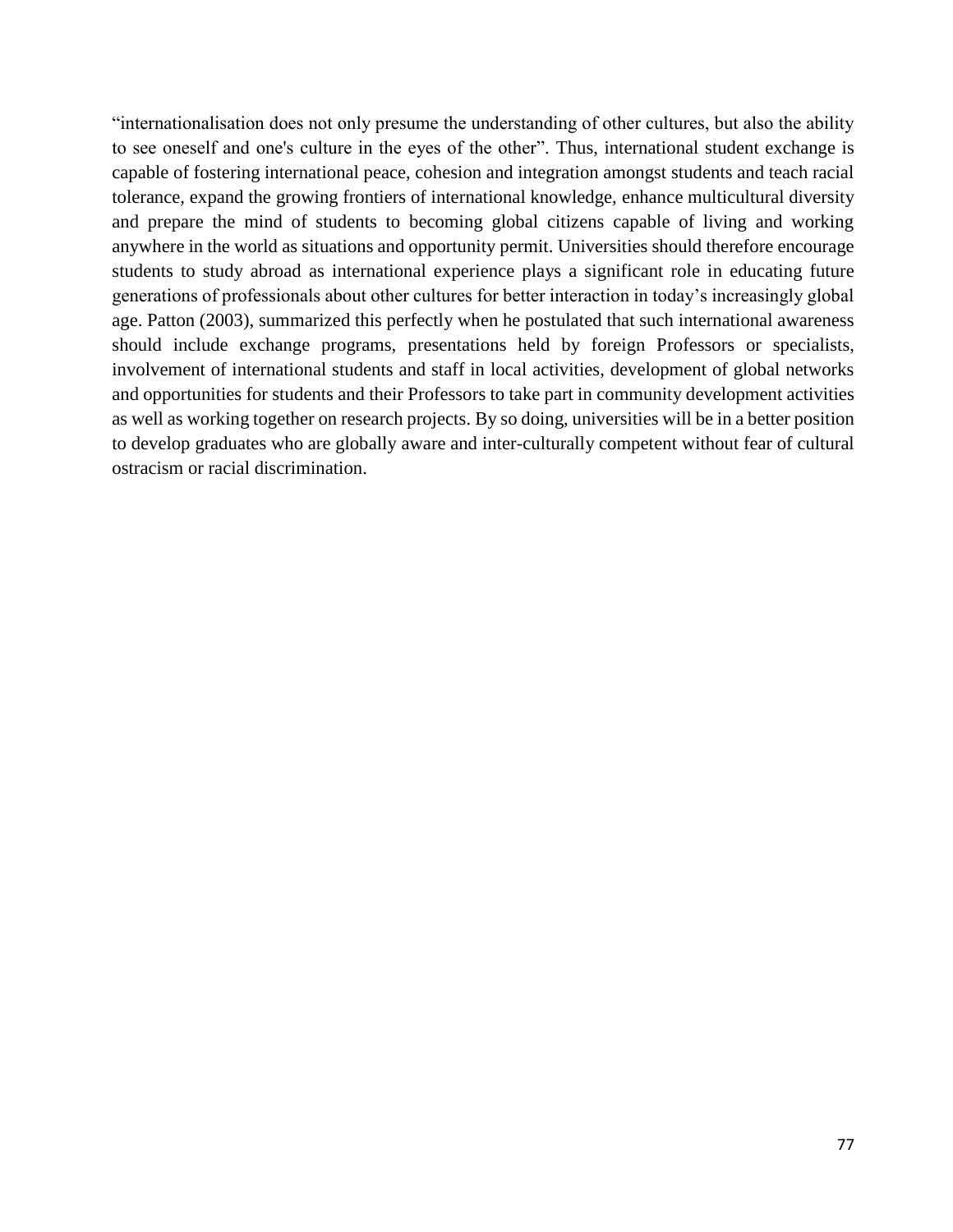"internationalisation does not only presume the understanding of other cultures, but also the ability to see oneself and one's culture in the eyes of the other". Thus, international student exchange is capable of fostering international peace, cohesion and integration amongst students and teach racial tolerance, expand the growing frontiers of international knowledge, enhance multicultural diversity and prepare the mind of students to becoming global citizens capable of living and working anywhere in the world as situations and opportunity permit. Universities should therefore encourage students to study abroad as international experience plays a significant role in educating future generations of professionals about other cultures for better interaction in today's increasingly global age. Patton (2003), summarized this perfectly when he postulated that such international awareness should include exchange programs, presentations held by foreign Professors or specialists, involvement of international students and staff in local activities, development of global networks and opportunities for students and their Professors to take part in community development activities as well as working together on research projects. By so doing, universities will be in a better position to develop graduates who are globally aware and inter-culturally competent without fear of cultural ostracism or racial discrimination.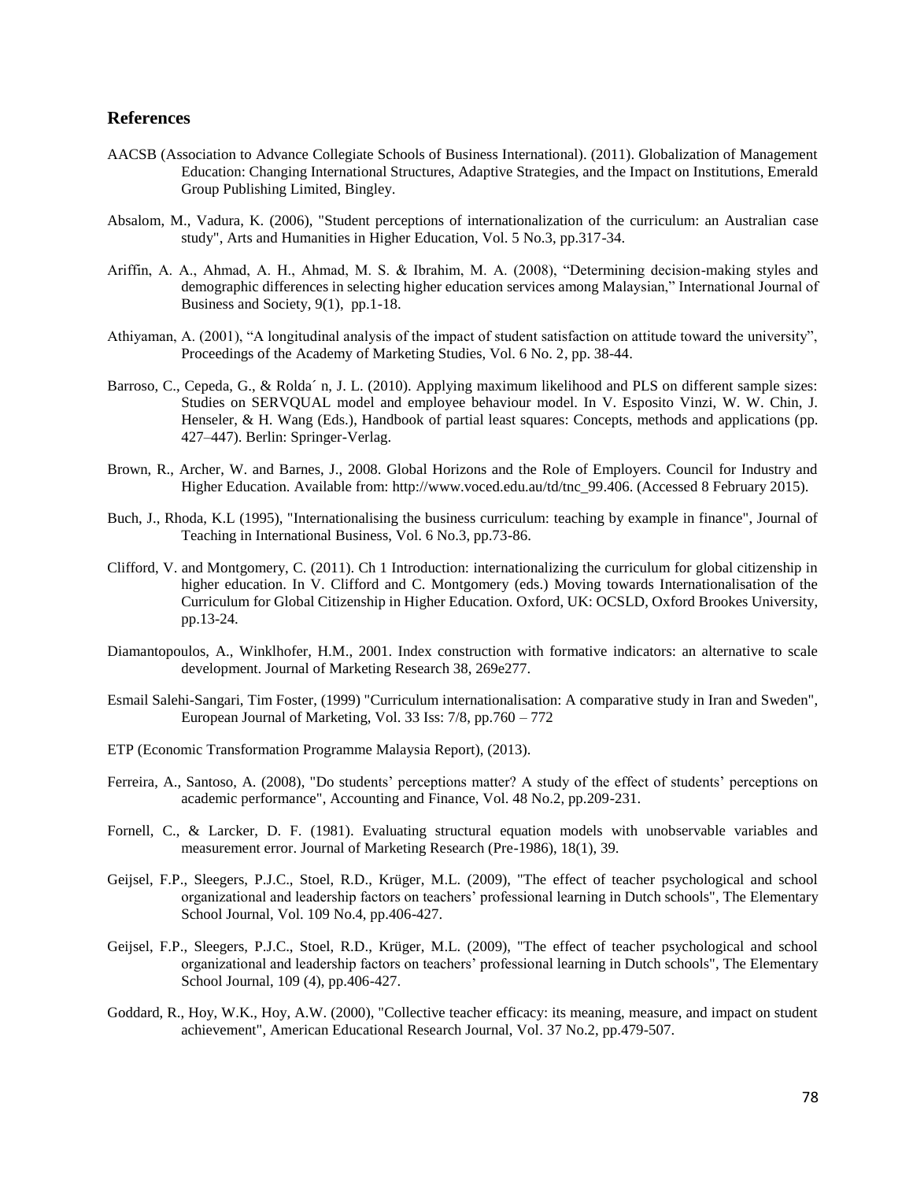## References

AACSB (Association to Advance Collegiate Schools of Business International). (2011). Globalization of Management Education: Changing International Structures, Adaptive Strategies, and the Impact on Institutions, Emerald Group Publishing Limited, Bingley.

Absalom, M., Vadura, K. (2006), "Student perceptions of internationalization of the curriculum: an Australian case study", Arts and Humanities in Higher Education, Vol. 5 No.3, pp.317-34.

Ariffin, A. A., Ahmad, A. H., Ahmad, M. S. & Ibrahim, M. A. (2008), "Determining decision-making styles and demographic differences in selecting higher education services among Malaysian," International Journal of Business and Society, 9(1), pp.1-18.

Athiyaman, A. (2001), "A longitudinal analysis of the impact of student satisfaction on attitude toward the university", Proceedings of the Academy of Marketing Studies, Vol. 6 No. 2, pp. 38-44.

Barroso, C., Cepeda, G., & Rolda´ n, J. L. (2010). Applying maximum likelihood and PLS on different sample sizes: Studies on SERVQUAL model and employee behaviour model. In V. Esposito Vinzi, W. W. Chin, J. Henseler, & H. Wang (Eds.), Handbook of partial least squares: Concepts, methods and applications (pp. 427–447). Berlin: Springer-Verlag.

Brown, R., Archer, W. and Barnes, J., 2008. Global Horizons and the Role of Employers. Council for Industry and Higher Education. Available from: http://www.voced.edu.au/td/tnc_99.406. (Accessed 8 February 2015).

Buch, J., Rhoda, K.L (1995), "Internationalising the business curriculum: teaching by example in finance", Journal of Teaching in International Business, Vol. 6 No.3, pp.73-86.

Clifford, V. and Montgomery, C. (2011). Ch 1 Introduction: internationalizing the curriculum for global citizenship in higher education. In V. Clifford and C. Montgomery (eds.) Moving towards Internationalisation of the Curriculum for Global Citizenship in Higher Education. Oxford, UK: OCSLD, Oxford Brookes University, pp.13-24.

Diamantopoulos, A., Winklhofer, H.M., 2001. Index construction with formative indicators: an alternative to scale development. Journal of Marketing Research 38, 269e277.

Esmail Salehi-Sangari, Tim Foster, (1999) "Curriculum internationalisation: A comparative study in Iran and Sweden", European Journal of Marketing, Vol. 33 Iss: 7/8, pp.760 – 772

ETP (Economic Transformation Programme Malaysia Report), (2013).

Ferreira, A., Santoso, A. (2008), "Do students' perceptions matter? A study of the effect of students' perceptions on academic performance", Accounting and Finance, Vol. 48 No.2, pp.209-231.

Fornell, C., & Larcker, D. F. (1981). Evaluating structural equation models with unobservable variables and measurement error. Journal of Marketing Research (Pre-1986), 18(1), 39.

Geijsel, F.P., Sleegers, P.J.C., Stoel, R.D., Krüger, M.L. (2009), "The effect of teacher psychological and school organizational and leadership factors on teachers' professional learning in Dutch schools", The Elementary School Journal, Vol. 109 No.4, pp.406-427.

Geijsel, F.P., Sleegers, P.J.C., Stoel, R.D., Krüger, M.L. (2009), "The effect of teacher psychological and school organizational and leadership factors on teachers' professional learning in Dutch schools", The Elementary School Journal, 109 (4), pp.406-427.

Goddard, R., Hoy, W.K., Hoy, A.W. (2000), "Collective teacher efficacy: its meaning, measure, and impact on student achievement", American Educational Research Journal, Vol. 37 No.2, pp.479-507.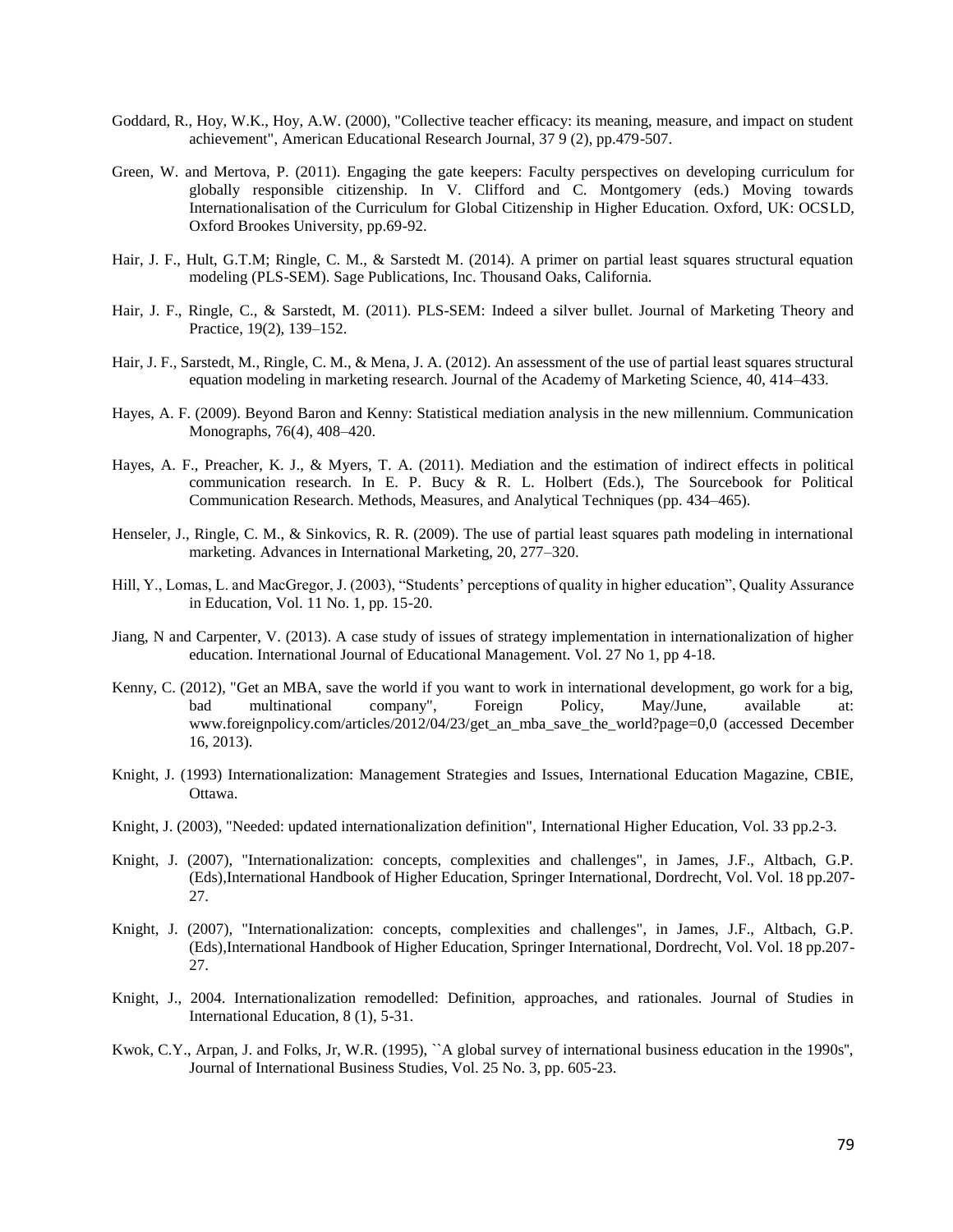Goddard, R., Hoy, W.K., Hoy, A.W. (2000), "Collective teacher efficacy: its meaning, measure, and impact on student achievement", American Educational Research Journal, 37 9 (2), pp.479-507.

Green, W. and Mertova, P. (2011). Engaging the gate keepers: Faculty perspectives on developing curriculum for globally responsible citizenship. In V. Clifford and C. Montgomery (eds.) Moving towards Internationalisation of the Curriculum for Global Citizenship in Higher Education. Oxford, UK: OCSLD, Oxford Brookes University, pp.69-92.

Hair, J. F., Hult, G.T.M; Ringle, C. M., & Sarstedt M. (2014). A primer on partial least squares structural equation modeling (PLS-SEM). Sage Publications, Inc. Thousand Oaks, California.

Hair, J. F., Ringle, C., & Sarstedt, M. (2011). PLS-SEM: Indeed a silver bullet. Journal of Marketing Theory and Practice, 19(2), 139–152.

Hair, J. F., Sarstedt, M., Ringle, C. M., & Mena, J. A. (2012). An assessment of the use of partial least squares structural equation modeling in marketing research. Journal of the Academy of Marketing Science, 40, 414–433.

Hayes, A. F. (2009). Beyond Baron and Kenny: Statistical mediation analysis in the new millennium. Communication Monographs, 76(4), 408–420.

Hayes, A. F., Preacher, K. J., & Myers, T. A. (2011). Mediation and the estimation of indirect effects in political communication research. In E. P. Bucy & R. L. Holbert (Eds.), The Sourcebook for Political Communication Research. Methods, Measures, and Analytical Techniques (pp. 434–465).

Henseler, J., Ringle, C. M., & Sinkovics, R. R. (2009). The use of partial least squares path modeling in international marketing. Advances in International Marketing, 20, 277–320.

Hill, Y., Lomas, L. and MacGregor, J. (2003), "Students' perceptions of quality in higher education", Quality Assurance in Education, Vol. 11 No. 1, pp. 15-20.

Jiang, N and Carpenter, V. (2013). A case study of issues of strategy implementation in internationalization of higher education. International Journal of Educational Management. Vol. 27 No 1, pp 4-18.

Kenny, C. (2012), "Get an MBA, save the world if you want to work in international development, go work for a big, bad multinational company", Foreign Policy, May/June, available at: www.foreignpolicy.com/articles/2012/04/23/get_an_mba_save_the_world?page=0,0 (accessed December 16, 2013).

Knight, J. (1993) Internationalization: Management Strategies and Issues, International Education Magazine, CBIE, Ottawa.

Knight, J. (2003), "Needed: updated internationalization definition", International Higher Education, Vol. 33 pp.2-3.

Knight, J. (2007), "Internationalization: concepts, complexities and challenges", in James, J.F., Altbach, G.P. (Eds),International Handbook of Higher Education, Springer International, Dordrecht, Vol. Vol. 18 pp.207-27.

Knight, J. (2007), "Internationalization: concepts, complexities and challenges", in James, J.F., Altbach, G.P. (Eds),International Handbook of Higher Education, Springer International, Dordrecht, Vol. Vol. 18 pp.207-27.

Knight, J., 2004. Internationalization remodelled: Definition, approaches, and rationales. Journal of Studies in International Education, 8 (1), 5-31.

Kwok, C.Y., Arpan, J. and Folks, Jr, W.R. (1995), ``A global survey of international business education in the 1990s'', Journal of International Business Studies, Vol. 25 No. 3, pp. 605-23.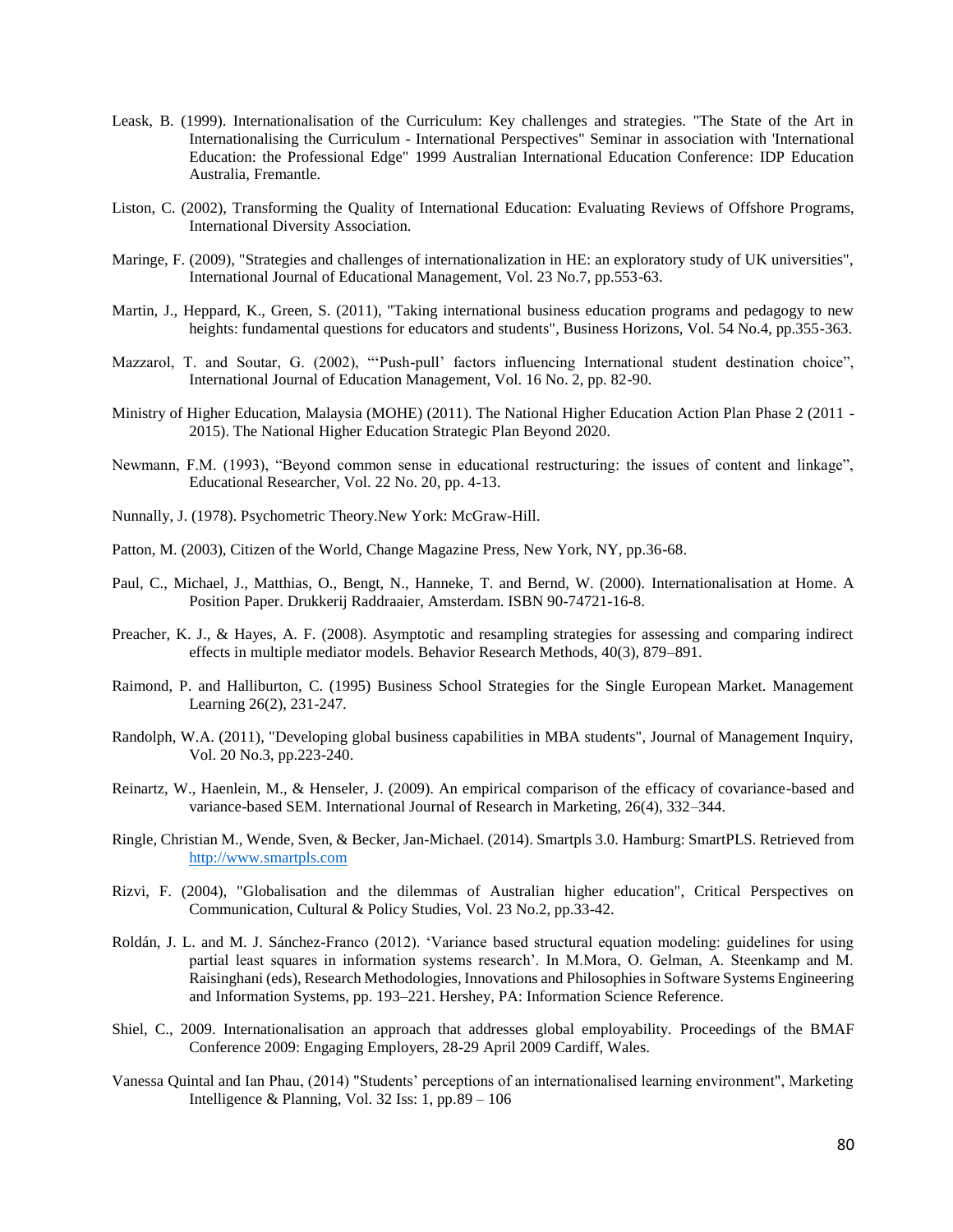Leask, B. (1999). Internationalisation of the Curriculum: Key challenges and strategies. "The State of the Art in Internationalising the Curriculum - International Perspectives" Seminar in association with 'International Education: the Professional Edge" 1999 Australian International Education Conference: IDP Education Australia, Fremantle.

Liston, C. (2002), Transforming the Quality of International Education: Evaluating Reviews of Offshore Programs, International Diversity Association.

Maringe, F. (2009), "Strategies and challenges of internationalization in HE: an exploratory study of UK universities", International Journal of Educational Management, Vol. 23 No.7, pp.553-63.

Martin, J., Heppard, K., Green, S. (2011), "Taking international business education programs and pedagogy to new heights: fundamental questions for educators and students", Business Horizons, Vol. 54 No.4, pp.355-363.

Mazzarol, T. and Soutar, G. (2002), "'Push-pull' factors influencing International student destination choice", International Journal of Education Management, Vol. 16 No. 2, pp. 82-90.

Ministry of Higher Education, Malaysia (MOHE) (2011). The National Higher Education Action Plan Phase 2 (2011 - 2015). The National Higher Education Strategic Plan Beyond 2020.

Newmann, F.M. (1993), "Beyond common sense in educational restructuring: the issues of content and linkage", Educational Researcher, Vol. 22 No. 20, pp. 4-13.

Nunnally, J. (1978). Psychometric Theory.New York: McGraw-Hill.

Patton, M. (2003), Citizen of the World, Change Magazine Press, New York, NY, pp.36-68.

Paul, C., Michael, J., Matthias, O., Bengt, N., Hanneke, T. and Bernd, W. (2000). Internationalisation at Home. A Position Paper. Drukkerij Raddraaier, Amsterdam. ISBN 90-74721-16-8.

Preacher, K. J., & Hayes, A. F. (2008). Asymptotic and resampling strategies for assessing and comparing indirect effects in multiple mediator models. Behavior Research Methods, 40(3), 879–891.

Raimond, P. and Halliburton, C. (1995) Business School Strategies for the Single European Market. Management Learning 26(2), 231-247.

Randolph, W.A. (2011), "Developing global business capabilities in MBA students", Journal of Management Inquiry, Vol. 20 No.3, pp.223-240.

Reinartz, W., Haenlein, M., & Henseler, J. (2009). An empirical comparison of the efficacy of covariance-based and variance-based SEM. International Journal of Research in Marketing, 26(4), 332–344.

Ringle, Christian M., Wende, Sven, & Becker, Jan-Michael. (2014). Smartpls 3.0. Hamburg: SmartPLS. Retrieved from http://www.smartpls.com

Rizvi, F. (2004), "Globalisation and the dilemmas of Australian higher education", Critical Perspectives on Communication, Cultural & Policy Studies, Vol. 23 No.2, pp.33-42.

Roldán, J. L. and M. J. Sánchez-Franco (2012). 'Variance based structural equation modeling: guidelines for using partial least squares in information systems research'. In M.Mora, O. Gelman, A. Steenkamp and M. Raisinghani (eds), Research Methodologies, Innovations and Philosophies in Software Systems Engineering and Information Systems, pp. 193–221. Hershey, PA: Information Science Reference.

Shiel, C., 2009. Internationalisation an approach that addresses global employability. Proceedings of the BMAF Conference 2009: Engaging Employers, 28-29 April 2009 Cardiff, Wales.

Vanessa Quintal and Ian Phau, (2014) "Students' perceptions of an internationalised learning environment", Marketing Intelligence & Planning, Vol. 32 Iss: 1, pp.89 – 106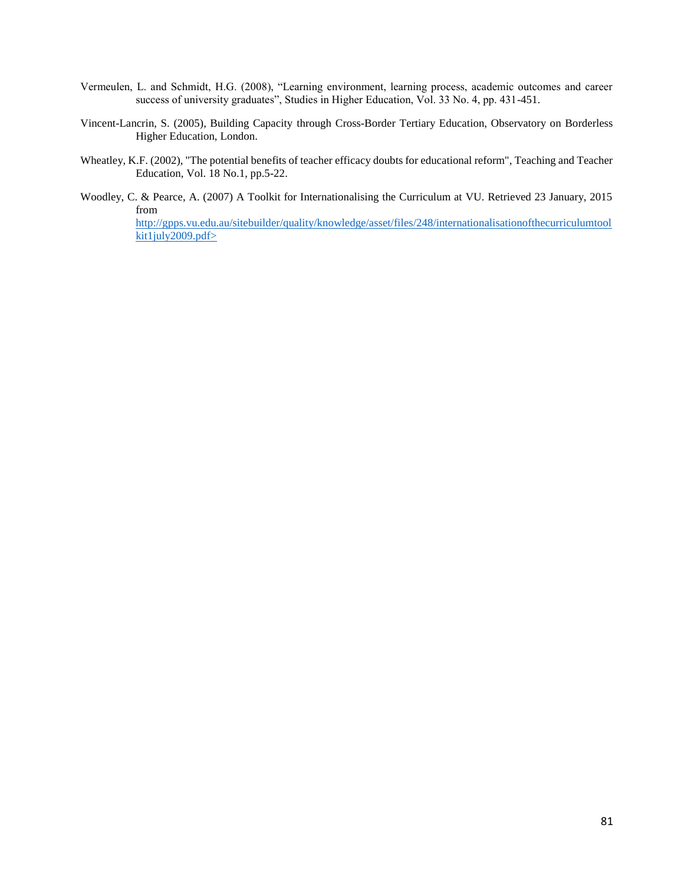Vermeulen, L. and Schmidt, H.G. (2008), "Learning environment, learning process, academic outcomes and career success of university graduates", Studies in Higher Education, Vol. 33 No. 4, pp. 431-451.

Vincent-Lancrin, S. (2005), Building Capacity through Cross-Border Tertiary Education, Observatory on Borderless Higher Education, London.

Wheatley, K.F. (2002), "The potential benefits of teacher efficacy doubts for educational reform", Teaching and Teacher Education, Vol. 18 No.1, pp.5-22.

Woodley, C. & Pearce, A. (2007) A Toolkit for Internationalising the Curriculum at VU. Retrieved 23 January, 2015 from http://gpps.vu.edu.au/sitebuilder/quality/knowledge/asset/files/248/internationalisationofthecurriculumtoolkit1july2009.pdf>